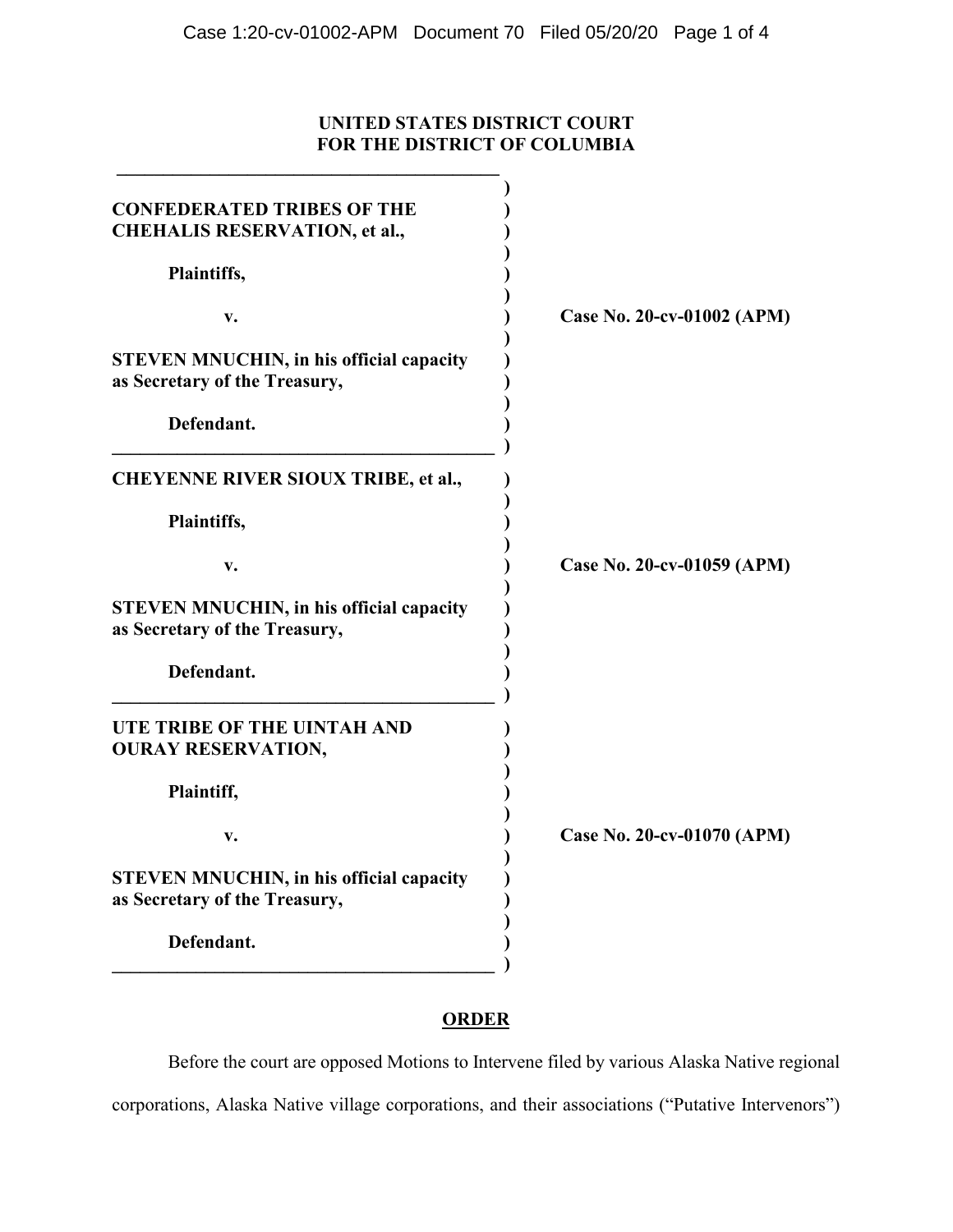**UNITED STATES DISTRICT COURT**
**FOR THE DISTRICT OF COLUMBIA**

| | |
|---|---|
| **CONFEDERATED TRIBES OF THE CHEHALIS RESERVATION, et al.,**<br><br>**Plaintiffs,**<br><br>**v.**<br><br>**STEVEN MNUCHIN, in his official capacity as Secretary of the Treasury,**<br><br>**Defendant.** | **Case No. 20-cv-01002 (APM)** |
| **CHEYENNE RIVER SIOUX TRIBE, et al.,**<br><br>**Plaintiffs,**<br><br>**v.**<br><br>**STEVEN MNUCHIN, in his official capacity as Secretary of the Treasury,**<br><br>**Defendant.** | **Case No. 20-cv-01059 (APM)** |
| **UTE TRIBE OF THE UINTAH AND OURAY RESERVATION,**<br><br>**Plaintiff,**<br><br>**v.**<br><br>**STEVEN MNUCHIN, in his official capacity as Secretary of the Treasury,**<br><br>**Defendant.** | **Case No. 20-cv-01070 (APM)** |

## ORDER

Before the court are opposed Motions to Intervene filed by various Alaska Native regional corporations, Alaska Native village corporations, and their associations ("Putative Intervenors")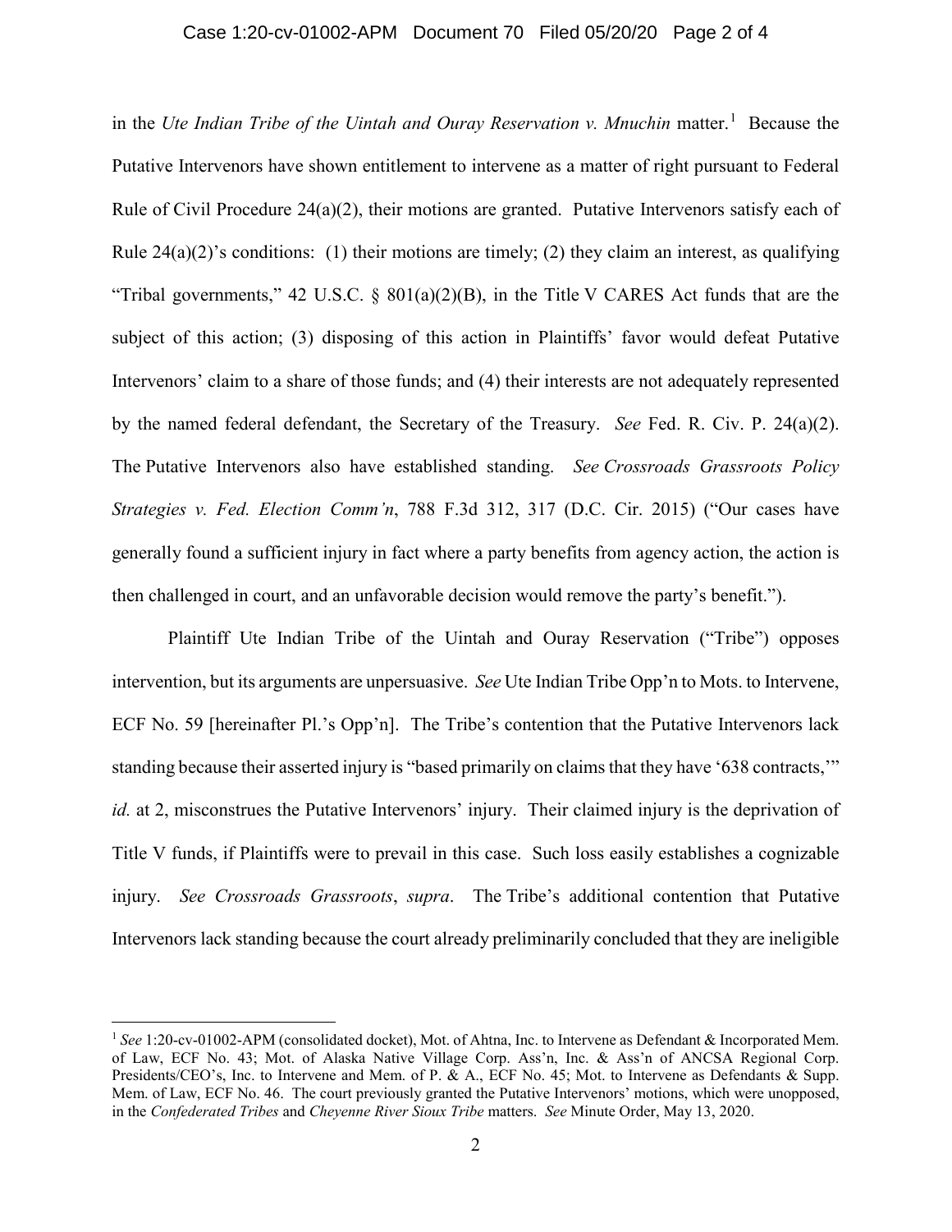in the *Ute Indian Tribe of the Uintah and Ouray Reservation v. Mnuchin* matter.[1] Because the Putative Intervenors have shown entitlement to intervene as a matter of right pursuant to Federal Rule of Civil Procedure 24(a)(2), their motions are granted. Putative Intervenors satisfy each of Rule 24(a)(2)'s conditions: (1) their motions are timely; (2) they claim an interest, as qualifying "Tribal governments," 42 U.S.C. § 801(a)(2)(B), in the Title V CARES Act funds that are the subject of this action; (3) disposing of this action in Plaintiffs' favor would defeat Putative Intervenors' claim to a share of those funds; and (4) their interests are not adequately represented by the named federal defendant, the Secretary of the Treasury. *See* Fed. R. Civ. P. 24(a)(2). The Putative Intervenors also have established standing. *See Crossroads Grassroots Policy Strategies v. Fed. Election Comm'n*, 788 F.3d 312, 317 (D.C. Cir. 2015) ("Our cases have generally found a sufficient injury in fact where a party benefits from agency action, the action is then challenged in court, and an unfavorable decision would remove the party's benefit.").

Plaintiff Ute Indian Tribe of the Uintah and Ouray Reservation ("Tribe") opposes intervention, but its arguments are unpersuasive. *See* Ute Indian Tribe Opp'n to Mots. to Intervene, ECF No. 59 [hereinafter Pl.'s Opp'n]. The Tribe's contention that the Putative Intervenors lack standing because their asserted injury is "based primarily on claims that they have '638 contracts,'" *id.* at 2, misconstrues the Putative Intervenors' injury. Their claimed injury is the deprivation of Title V funds, if Plaintiffs were to prevail in this case. Such loss easily establishes a cognizable injury. *See Crossroads Grassroots*, *supra*. The Tribe's additional contention that Putative Intervenors lack standing because the court already preliminarily concluded that they are ineligible

---

[1] *See* 1:20-cv-01002-APM (consolidated docket), Mot. of Ahtna, Inc. to Intervene as Defendant & Incorporated Mem. of Law, ECF No. 43; Mot. of Alaska Native Village Corp. Ass'n, Inc. & Ass'n of ANCSA Regional Corp. Presidents/CEO's, Inc. to Intervene and Mem. of P. & A., ECF No. 45; Mot. to Intervene as Defendants & Supp. Mem. of Law, ECF No. 46. The court previously granted the Putative Intervenors' motions, which were unopposed, in the *Confederated Tribes* and *Cheyenne River Sioux Tribe* matters. *See* Minute Order, May 13, 2020.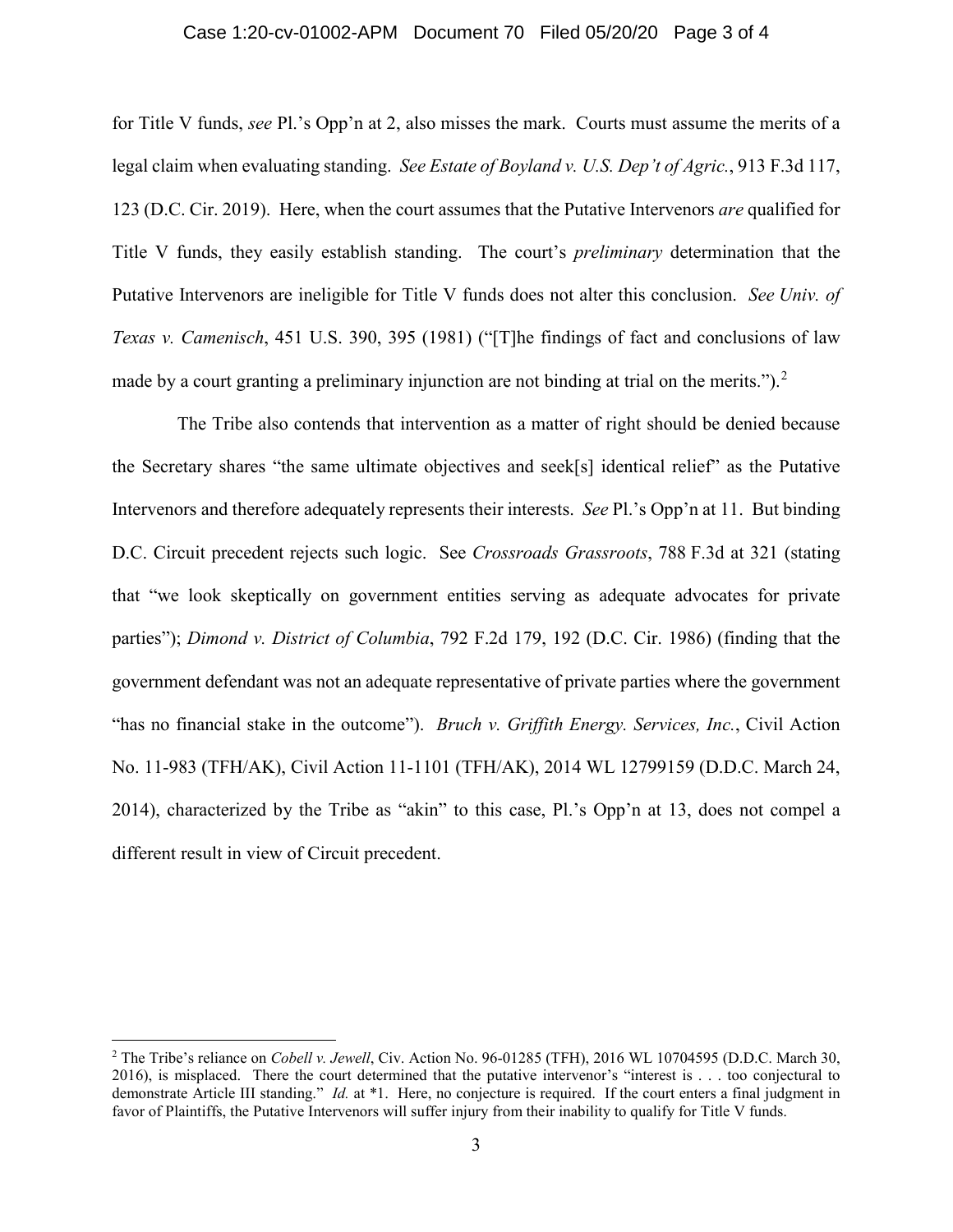for Title V funds, *see* Pl.'s Opp'n at 2, also misses the mark. Courts must assume the merits of a legal claim when evaluating standing. *See Estate of Boyland v. U.S. Dep't of Agric.*, 913 F.3d 117, 123 (D.C. Cir. 2019). Here, when the court assumes that the Putative Intervenors *are* qualified for Title V funds, they easily establish standing. The court's *preliminary* determination that the Putative Intervenors are ineligible for Title V funds does not alter this conclusion. *See Univ. of Texas v. Camenisch*, 451 U.S. 390, 395 (1981) ("[T]he findings of fact and conclusions of law made by a court granting a preliminary injunction are not binding at trial on the merits.").[2]

The Tribe also contends that intervention as a matter of right should be denied because the Secretary shares "the same ultimate objectives and seek[s] identical relief" as the Putative Intervenors and therefore adequately represents their interests. *See* Pl.'s Opp'n at 11. But binding D.C. Circuit precedent rejects such logic. See *Crossroads Grassroots*, 788 F.3d at 321 (stating that "we look skeptically on government entities serving as adequate advocates for private parties"); *Dimond v. District of Columbia*, 792 F.2d 179, 192 (D.C. Cir. 1986) (finding that the government defendant was not an adequate representative of private parties where the government "has no financial stake in the outcome"). *Bruch v. Griffith Energy. Services, Inc.*, Civil Action No. 11-983 (TFH/AK), Civil Action 11-1101 (TFH/AK), 2014 WL 12799159 (D.D.C. March 24, 2014), characterized by the Tribe as "akin" to this case, Pl.'s Opp'n at 13, does not compel a different result in view of Circuit precedent.

[2] The Tribe's reliance on *Cobell v. Jewell*, Civ. Action No. 96-01285 (TFH), 2016 WL 10704595 (D.D.C. March 30, 2016), is misplaced. There the court determined that the putative intervenor's "interest is . . . too conjectural to demonstrate Article III standing." *Id.* at *1. Here, no conjecture is required. If the court enters a final judgment in favor of Plaintiffs, the Putative Intervenors will suffer injury from their inability to qualify for Title V funds.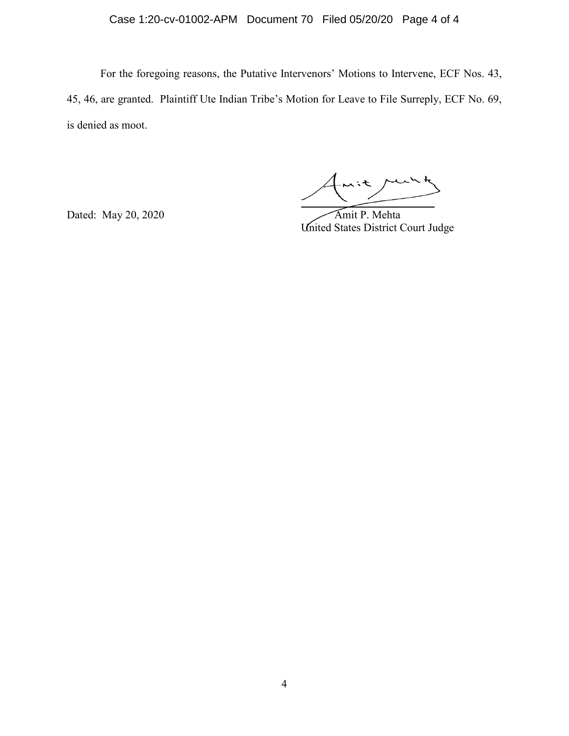For the foregoing reasons, the Putative Intervenors' Motions to Intervene, ECF Nos. 43, 45, 46, are granted. Plaintiff Ute Indian Tribe's Motion for Leave to File Surreply, ECF No. 69, is denied as moot.

Dated: May 20, 2020

Amit P. Mehta
United States District Court Judge